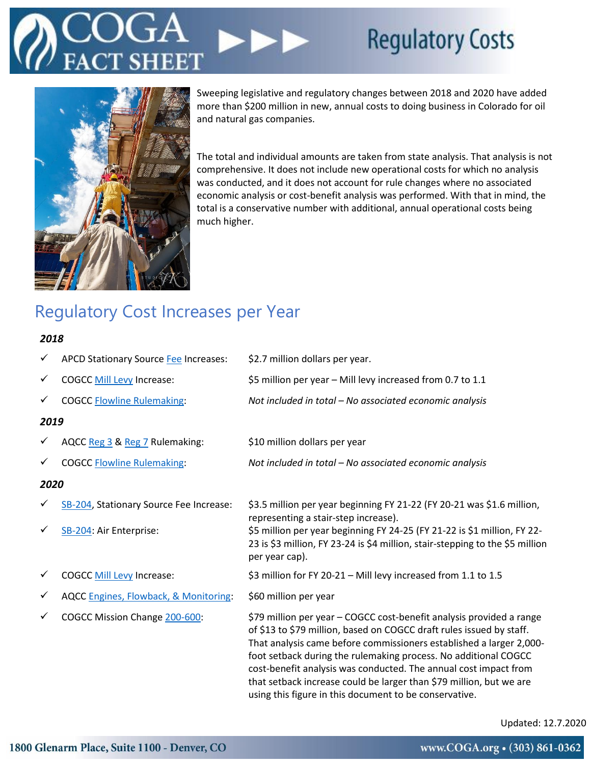# COGA FACT SHEET — Regulatory Costs

Sweeping legislative and regulatory changes between 2018 and 2020 have added more than $200 million in new, annual costs to doing business in Colorado for oil and natural gas companies.

The total and individual amounts are taken from state analysis. That analysis is not comprehensive. It does not include new operational costs for which no analysis was conducted, and it does not account for rule changes where no associated economic analysis or cost-benefit analysis was performed. With that in mind, the total is a conservative number with additional, annual operational costs being much higher.

## Regulatory Cost Increases per Year

### *2018*

- ✓ APCD Stationary Source Fee Increases: $2.7 million dollars per year.
- ✓ COGCC Mill Levy Increase: $5 million per year – Mill levy increased from 0.7 to 1.1
- ✓ COGCC Flowline Rulemaking: *Not included in total – No associated economic analysis*

### *2019*

- ✓ AQCC Reg 3 & Reg 7 Rulemaking: $10 million dollars per year
- ✓ COGCC Flowline Rulemaking: *Not included in total – No associated economic analysis*

### *2020*

- ✓ SB-204, Stationary Source Fee Increase: $3.5 million per year beginning FY 21-22 (FY 20-21 was $1.6 million, representing a stair-step increase).
- ✓ SB-204: Air Enterprise: $5 million per year beginning FY 24-25 (FY 21-22 is $1 million, FY 22-23 is $3 million, FY 23-24 is $4 million, stair-stepping to the $5 million per year cap).
- ✓ COGCC Mill Levy Increase: $3 million for FY 20-21 – Mill levy increased from 1.1 to 1.5
- ✓ AQCC Engines, Flowback, & Monitoring: $60 million per year
- ✓ COGCC Mission Change 200-600: $79 million per year – COGCC cost-benefit analysis provided a range of $13 to $79 million, based on COGCC draft rules issued by staff. That analysis came before commissioners established a larger 2,000-foot setback during the rulemaking process. No additional COGCC cost-benefit analysis was conducted. The annual cost impact from that setback increase could be larger than $79 million, but we are using this figure in this document to be conservative.

Updated: 12.7.2020

1800 Glenarm Place, Suite 1100 - Denver, CO — www.COGA.org • (303) 861-0362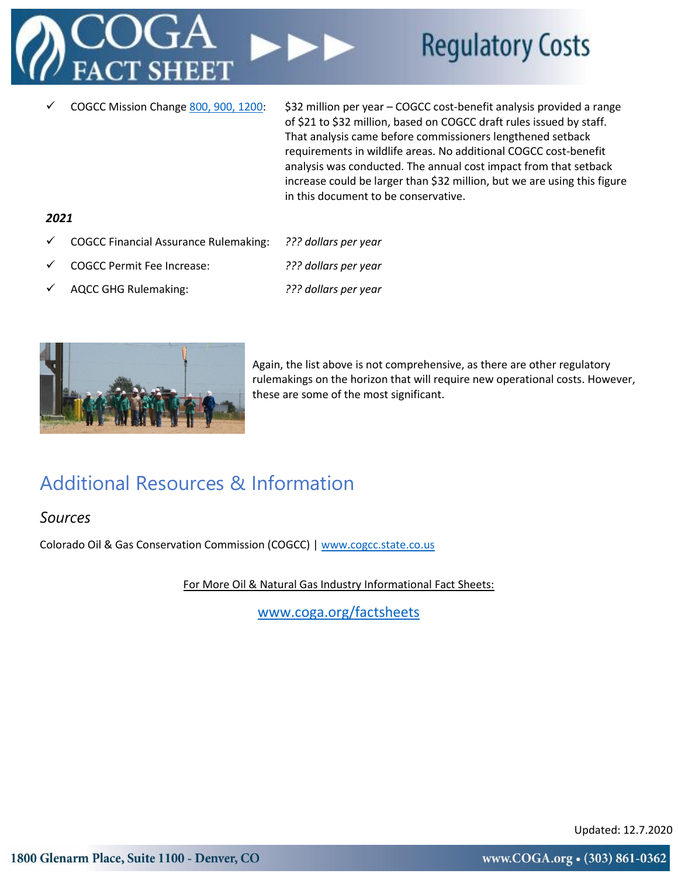- ✓ COGCC Mission Change 800, 900, 1200: $32 million per year – COGCC cost-benefit analysis provided a range of $21 to $32 million, based on COGCC draft rules issued by staff. That analysis came before commissioners lengthened setback requirements in wildlife areas. No additional COGCC cost-benefit analysis was conducted. The annual cost impact from that setback increase could be larger than $32 million, but we are using this figure in this document to be conservative.

***2021***

- ✓ COGCC Financial Assurance Rulemaking: *??? dollars per year*
- ✓ COGCC Permit Fee Increase: *??? dollars per year*
- ✓ AQCC GHG Rulemaking: *??? dollars per year*

Again, the list above is not comprehensive, as there are other regulatory rulemakings on the horizon that will require new operational costs. However, these are some of the most significant.

## Additional Resources & Information

### *Sources*

Colorado Oil & Gas Conservation Commission (COGCC) | www.cogcc.state.co.us

For More Oil & Natural Gas Industry Informational Fact Sheets:

www.coga.org/factsheets

Updated: 12.7.2020